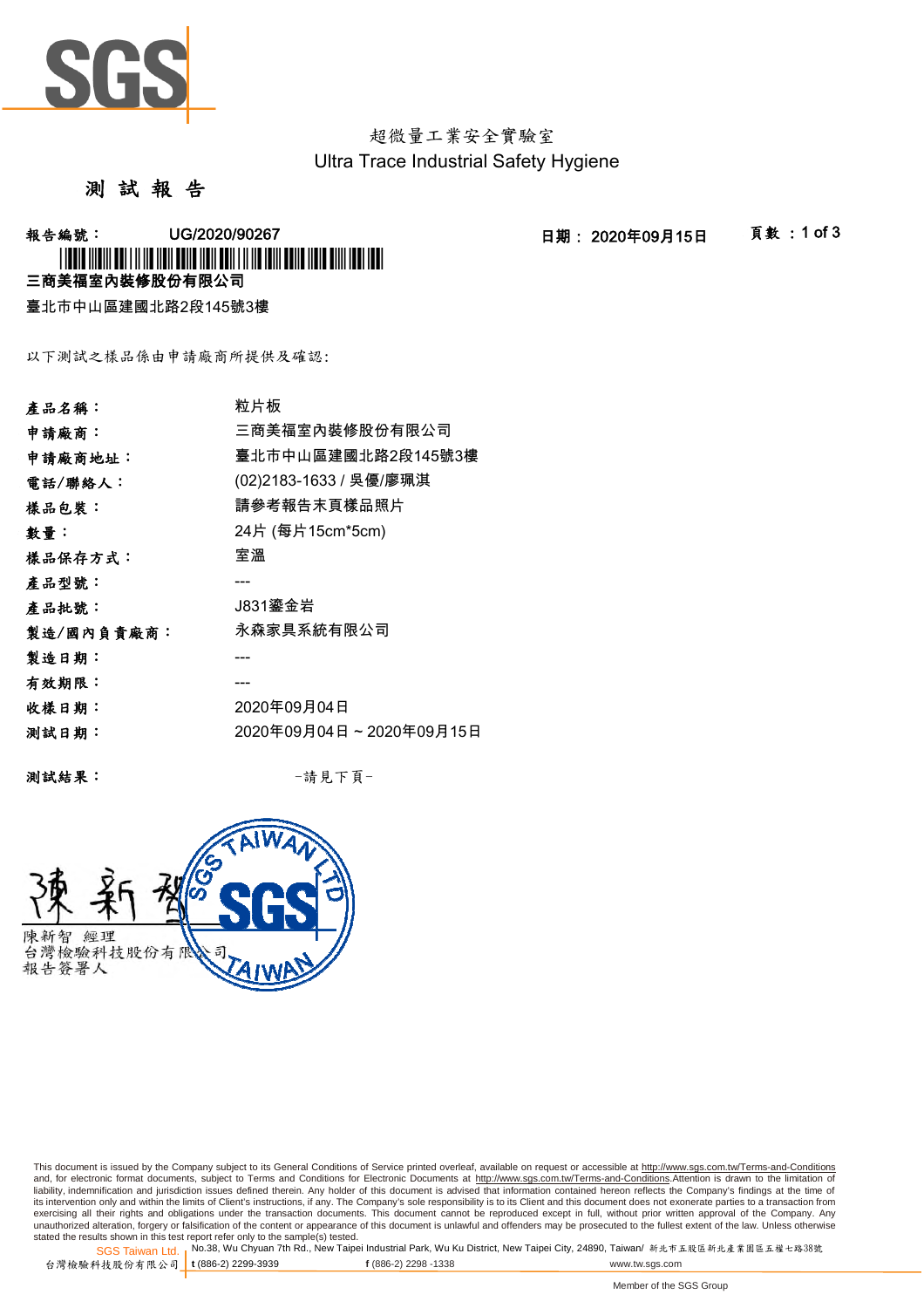超微量工業安全實驗室
Ultra Trace Industrial Safety Hygiene

# 測 試 報 告

**報告編號：** UG/2020/90267　　**日期：** 2020年09月15日　　**頁數 ：** 1 of 3

**三商美福室內裝修股份有限公司**

臺北市中山區建國北路2段145號3樓

以下測試之樣品係由申請廠商所提供及確認:

| | |
|---|---|
| **產品名稱：** | 粒片板 |
| **申請廠商：** | 三商美福室內裝修股份有限公司 |
| **申請廠商地址：** | 臺北市中山區建國北路2段145號3樓 |
| **電話/聯絡人：** | (02)2183-1633 / 吳優/廖珮淇 |
| **樣品包裝：** | 請參考報告末頁樣品照片 |
| **數量：** | 24片 (每片15cm*5cm) |
| **樣品保存方式：** | 室溫 |
| **產品型號：** | --- |
| **產品批號：** | J831鎏金岩 |
| **製造/國內負責廠商：** | 永森家具系統有限公司 |
| **製造日期：** | --- |
| **有效期限：** | --- |
| **收樣日期：** | 2020年09月04日 |
| **測試日期：** | 2020年09月04日 ~ 2020年09月15日 |

**測試結果：** -請見下頁-

陳新智 經理
台灣檢驗科技股份有限公司
報告簽署人

This document is issued by the Company subject to its General Conditions of Service printed overleaf, available on request or accessible at http://www.sgs.com.tw/Terms-and-Conditions and, for electronic format documents, subject to Terms and Conditions for Electronic Documents at http://www.sgs.com.tw/Terms-and-Conditions.Attention is drawn to the limitation of liability, indemnification and jurisdiction issues defined therein. Any holder of this document is advised that information contained hereon reflects the Company's findings at the time of its intervention only and within the limits of Client's instructions, if any. The Company's sole responsibility is to its Client and this document does not exonerate parties to a transaction from exercising all their rights and obligations under the transaction documents. This document cannot be reproduced except in full, without prior written approval of the Company. Any unauthorized alteration, forgery or falsification of the content or appearance of this document is unlawful and offenders may be prosecuted to the fullest extent of the law. Unless otherwise stated the results shown in this test report refer only to the sample(s) tested.

SGS Taiwan Ltd. 台灣檢驗科技股份有限公司 | No.38, Wu Chyuan 7th Rd., New Taipei Industrial Park, Wu Ku District, New Taipei City, 24890, Taiwan/ 新北市五股區新北產業園區五權七路38號
t (886-2) 2299-3939　f (886-2) 2298 -1338　www.tw.sgs.com

Member of the SGS Group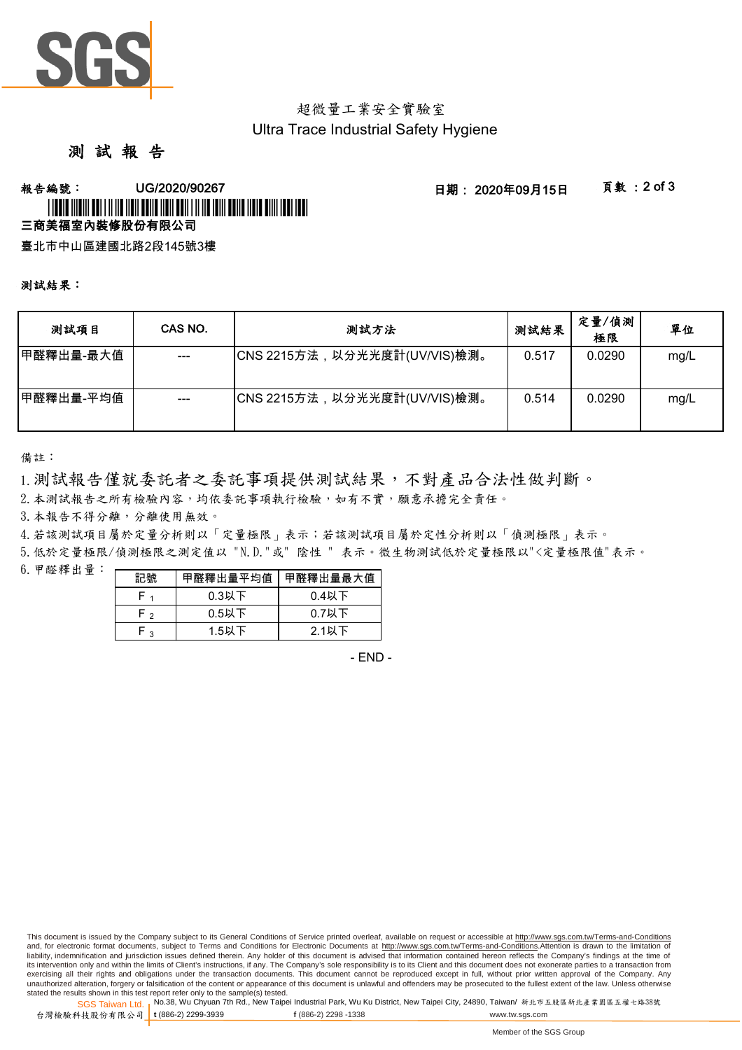超微量工業安全實驗室
Ultra Trace Industrial Safety Hygiene

# 測 試 報 告

**報告編號：** UG/2020/90267　　**日期：** 2020年09月15日

**三商美福室內裝修股份有限公司**

臺北市中山區建國北路2段145號3樓

**測試結果：**

| 測試項目 | CAS NO. | 測試方法 | 測試結果 | 定量/偵測極限 | 單位 |
|---|---|---|---|---|---|
| 甲醛釋出量-最大值 | --- | CNS 2215方法，以分光光度計(UV/VIS)檢測。 | 0.517 | 0.0290 | mg/L |
| 甲醛釋出量-平均值 | --- | CNS 2215方法，以分光光度計(UV/VIS)檢測。 | 0.514 | 0.0290 | mg/L |

備註：

1. 測試報告僅就委託者之委託事項提供測試結果，不對產品合法性做判斷。
2. 本測試報告之所有檢驗內容，均依委託事項執行檢驗，如有不實，願意承擔完全責任。
3. 本報告不得分離，分離使用無效。
4. 若該測試項目屬於定量分析則以「定量極限」表示；若該測試項目屬於定性分析則以「偵測極限」表示。
5. 低於定量極限/偵測極限之測定值以 "N.D." 或" 陰性 " 表示。微生物測試低於定量極限以"<定量極限值"表示。
6. 甲醛釋出量：

| 記號 | 甲醛釋出量平均值 | 甲醛釋出量最大值 |
|---|---|---|
| $F_1$ | 0.3以下 | 0.4以下 |
| $F_2$ | 0.5以下 | 0.7以下 |
| $F_3$ | 1.5以下 | 2.1以下 |

- END -

This document is issued by the Company subject to its General Conditions of Service printed overleaf, available on request or accessible at http://www.sgs.com.tw/Terms-and-Conditions and, for electronic format documents, subject to Terms and Conditions for Electronic Documents at http://www.sgs.com.tw/Terms-and-Conditions.Attention is drawn to the limitation of liability, indemnification and jurisdiction issues defined therein. Any holder of this document is advised that information contained hereon reflects the Company's findings at the time of its intervention only and within the limits of Client's instructions, if any. The Company's sole responsibility is to its Client and this document does not exonerate parties to a transaction from exercising all their rights and obligations under the transaction documents. This document cannot be reproduced except in full, without prior written approval of the Company. Any unauthorized alteration, forgery or falsification of the content or appearance of this document is unlawful and offenders may be prosecuted to the fullest extent of the law. Unless otherwise stated the results shown in this test report refer only to the sample(s) tested.

SGS Taiwan Ltd. 台灣檢驗科技股份有限公司 | No.38, Wu Chyuan 7th Rd., New Taipei Industrial Park, Wu Ku District, New Taipei City, 24890, Taiwan/ 新北市五股區新北產業園區五權七路38號 | t (886-2) 2299-3939 | f (886-2) 2298 -1338 | www.tw.sgs.com

Member of the SGS Group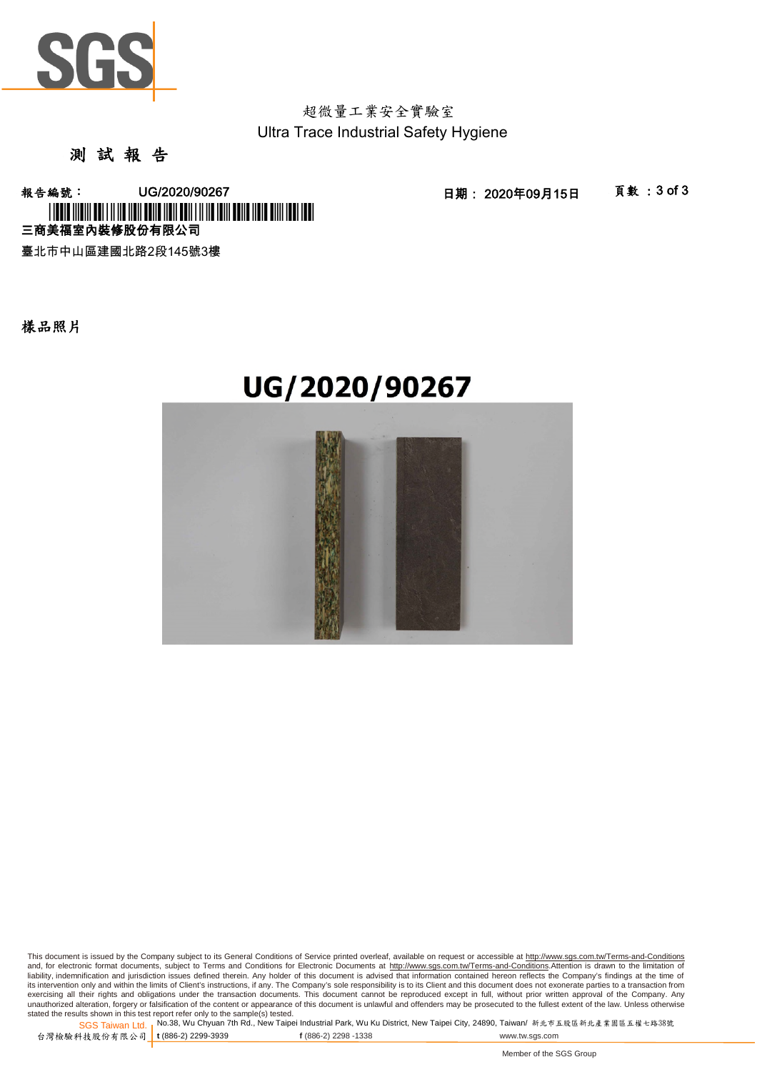超微量工業安全實驗室
Ultra Trace Industrial Safety Hygiene

# 測 試 報 告

**報告編號：** UG/2020/90267　　　　**日期：** 2020年09月15日　　　　**頁數：** 3 of 3

**三商美福室內裝修股份有限公司**

臺北市中山區建國北路2段145號3樓

**樣品照片**

UG/2020/90267

This document is issued by the Company subject to its General Conditions of Service printed overleaf, available on request or accessible at http://www.sgs.com.tw/Terms-and-Conditions and, for electronic format documents, subject to Terms and Conditions for Electronic Documents at http://www.sgs.com.tw/Terms-and-Conditions.Attention is drawn to the limitation of liability, indemnification and jurisdiction issues defined therein. Any holder of this document is advised that information contained hereon reflects the Company's findings at the time of its intervention only and within the limits of Client's instructions, if any. The Company's sole responsibility is to its Client and this document does not exonerate parties to a transaction from exercising all their rights and obligations under the transaction documents. This document cannot be reproduced except in full, without prior written approval of the Company. Any unauthorized alteration, forgery or falsification of the content or appearance of this document is unlawful and offenders may be prosecuted to the fullest extent of the law. Unless otherwise stated the results shown in this test report refer only to the sample(s) tested.

SGS Taiwan Ltd. 台灣檢驗科技股份有限公司 | No.38, Wu Chyuan 7th Rd., New Taipei Industrial Park, Wu Ku District, New Taipei City, 24890, Taiwan/ 新北市五股區新北產業園區五權七路38號 t (886-2) 2299-3939 f (886-2) 2298 -1338 www.tw.sgs.com

Member of the SGS Group